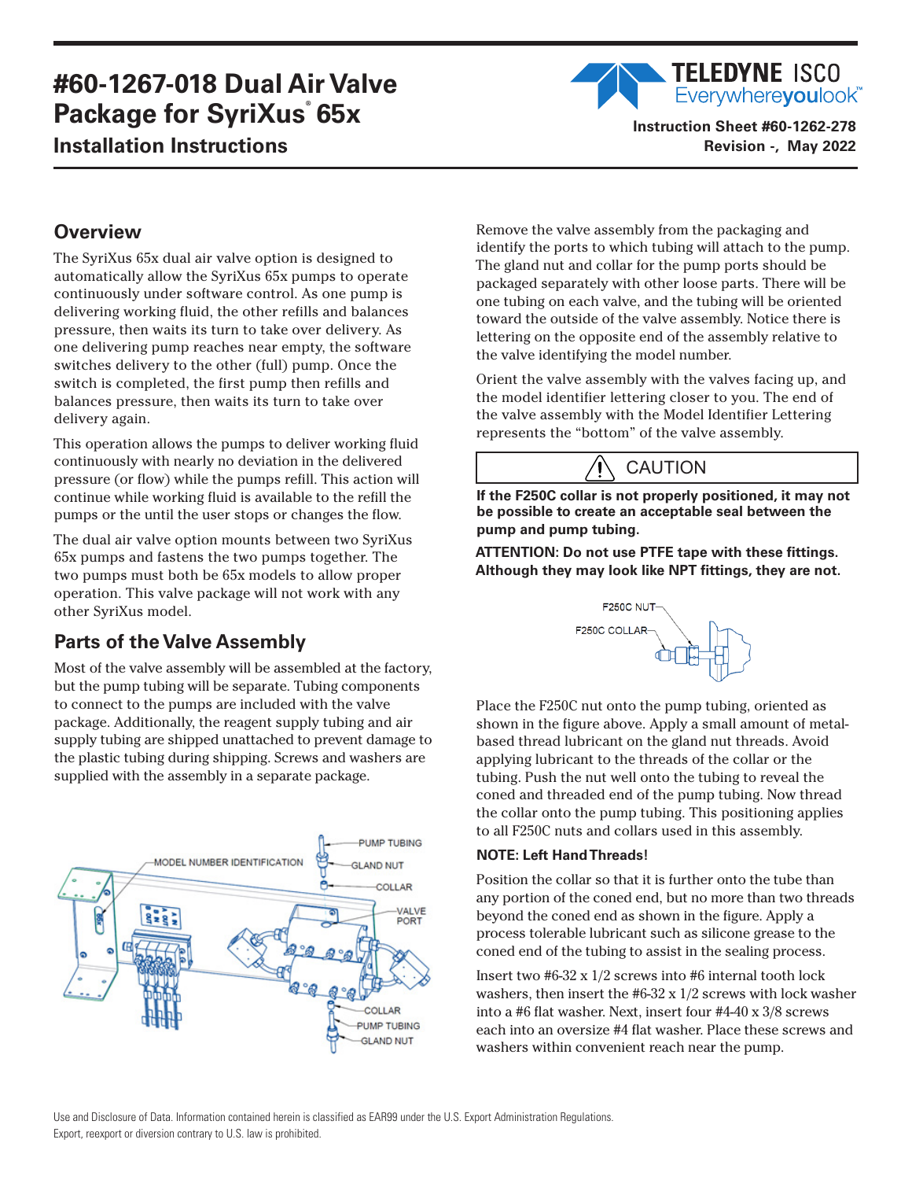# #60-1267-018 Dual Air Valve Package for SyriXus® 65x

## Installation Instructions

Instruction Sheet #60-1262-278
Revision -, May 2022

## Overview

The SyriXus 65x dual air valve option is designed to automatically allow the SyriXus 65x pumps to operate continuously under software control. As one pump is delivering working fluid, the other refills and balances pressure, then waits its turn to take over delivery. As one delivering pump reaches near empty, the software switches delivery to the other (full) pump. Once the switch is completed, the first pump then refills and balances pressure, then waits its turn to take over delivery again.

This operation allows the pumps to deliver working fluid continuously with nearly no deviation in the delivered pressure (or flow) while the pumps refill. This action will continue while working fluid is available to the refill the pumps or the until the user stops or changes the flow.

The dual air valve option mounts between two SyriXus 65x pumps and fastens the two pumps together. The two pumps must both be 65x models to allow proper operation. This valve package will not work with any other SyriXus model.

## Parts of the Valve Assembly

Most of the valve assembly will be assembled at the factory, but the pump tubing will be separate. Tubing components to connect to the pumps are included with the valve package. Additionally, the reagent supply tubing and air supply tubing are shipped unattached to prevent damage to the plastic tubing during shipping. Screws and washers are supplied with the assembly in a separate package.

Remove the valve assembly from the packaging and identify the ports to which tubing will attach to the pump. The gland nut and collar for the pump ports should be packaged separately with other loose parts. There will be one tubing on each valve, and the tubing will be oriented toward the outside of the valve assembly. Notice there is lettering on the opposite end of the assembly relative to the valve identifying the model number.

Orient the valve assembly with the valves facing up, and the model identifier lettering closer to you. The end of the valve assembly with the Model Identifier Lettering represents the "bottom" of the valve assembly.

**CAUTION**

**If the F250C collar is not properly positioned, it may not be possible to create an acceptable seal between the pump and pump tubing.**

**ATTENTION: Do not use PTFE tape with these fittings. Although they may look like NPT fittings, they are not.**

Place the F250C nut onto the pump tubing, oriented as shown in the figure above. Apply a small amount of metal-based thread lubricant on the gland nut threads. Avoid applying lubricant to the threads of the collar or the tubing. Push the nut well onto the tubing to reveal the coned and threaded end of the pump tubing. Now thread the collar onto the pump tubing. This positioning applies to all F250C nuts and collars used in this assembly.

**NOTE: Left Hand Threads!**

Position the collar so that it is further onto the tube than any portion of the coned end, but no more than two threads beyond the coned end as shown in the figure. Apply a process tolerable lubricant such as silicone grease to the coned end of the tubing to assist in the sealing process.

Insert two #6-32 x 1/2 screws into #6 internal tooth lock washers, then insert the #6-32 x 1/2 screws with lock washer into a #6 flat washer. Next, insert four #4-40 x 3/8 screws each into an oversize #4 flat washer. Place these screws and washers within convenient reach near the pump.

Use and Disclosure of Data. Information contained herein is classified as EAR99 under the U.S. Export Administration Regulations. Export, reexport or diversion contrary to U.S. law is prohibited.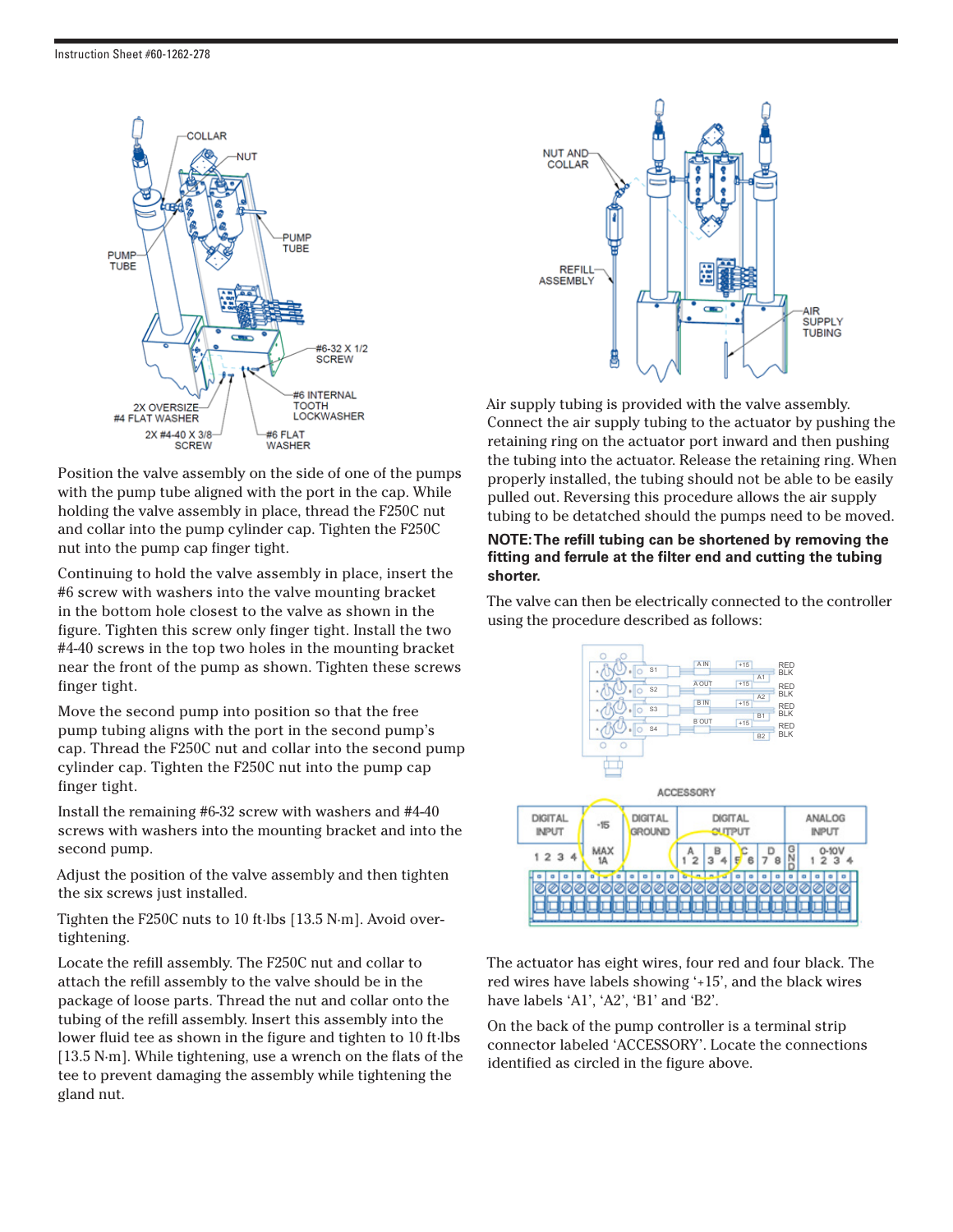Position the valve assembly on the side of one of the pumps with the pump tube aligned with the port in the cap. While holding the valve assembly in place, thread the F250C nut and collar into the pump cylinder cap. Tighten the F250C nut into the pump cap finger tight.

Continuing to hold the valve assembly in place, insert the #6 screw with washers into the valve mounting bracket in the bottom hole closest to the valve as shown in the figure. Tighten this screw only finger tight. Install the two #4-40 screws in the top two holes in the mounting bracket near the front of the pump as shown. Tighten these screws finger tight.

Move the second pump into position so that the free pump tubing aligns with the port in the second pump's cap. Thread the F250C nut and collar into the second pump cylinder cap. Tighten the F250C nut into the pump cap finger tight.

Install the remaining #6-32 screw with washers and #4-40 screws with washers into the mounting bracket and into the second pump.

Adjust the position of the valve assembly and then tighten the six screws just installed.

Tighten the F250C nuts to 10 ft·lbs [13.5 N·m]. Avoid over-tightening.

Locate the refill assembly. The F250C nut and collar to attach the refill assembly to the valve should be in the package of loose parts. Thread the nut and collar onto the tubing of the refill assembly. Insert this assembly into the lower fluid tee as shown in the figure and tighten to 10 ft·lbs [13.5 N·m]. While tightening, use a wrench on the flats of the tee to prevent damaging the assembly while tightening the gland nut.

Air supply tubing is provided with the valve assembly. Connect the air supply tubing to the actuator by pushing the retaining ring on the actuator port inward and then pushing the tubing into the actuator. Release the retaining ring. When properly installed, the tubing should not be able to be easily pulled out. Reversing this procedure allows the air supply tubing to be detatched should the pumps need to be moved.

**NOTE: The refill tubing can be shortened by removing the fitting and ferrule at the filter end and cutting the tubing shorter.**

The valve can then be electrically connected to the controller using the procedure described as follows:

The actuator has eight wires, four red and four black. The red wires have labels showing '+15', and the black wires have labels 'A1', 'A2', 'B1' and 'B2'.

On the back of the pump controller is a terminal strip connector labeled 'ACCESSORY'. Locate the connections identified as circled in the figure above.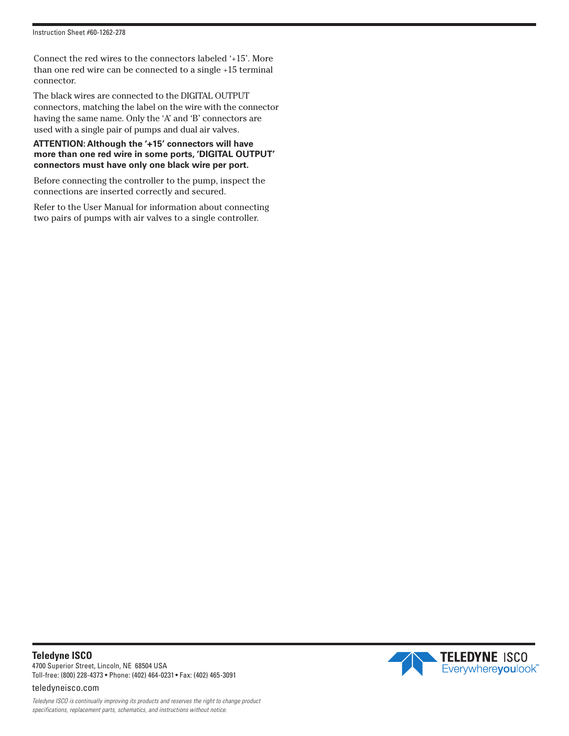Connect the red wires to the connectors labeled '+15'. More than one red wire can be connected to a single +15 terminal connector.

The black wires are connected to the DIGITAL OUTPUT connectors, matching the label on the wire with the connector having the same name. Only the 'A' and 'B' connectors are used with a single pair of pumps and dual air valves.

**ATTENTION: Although the '+15' connectors will have more than one red wire in some ports, 'DIGITAL OUTPUT' connectors must have only one black wire per port.**

Before connecting the controller to the pump, inspect the connections are inserted correctly and secured.

Refer to the User Manual for information about connecting two pairs of pumps with air valves to a single controller.

**Teledyne ISCO**
4700 Superior Street, Lincoln, NE 68504 USA
Toll-free: (800) 228-4373 • Phone: (402) 464-0231 • Fax: (402) 465-3091

teledyneisco.com

*Teledyne ISCO is continually improving its products and reserves the right to change product specifications, replacement parts, schematics, and instructions without notice.*

TELEDYNE ISCO
Everywhereyoulook™